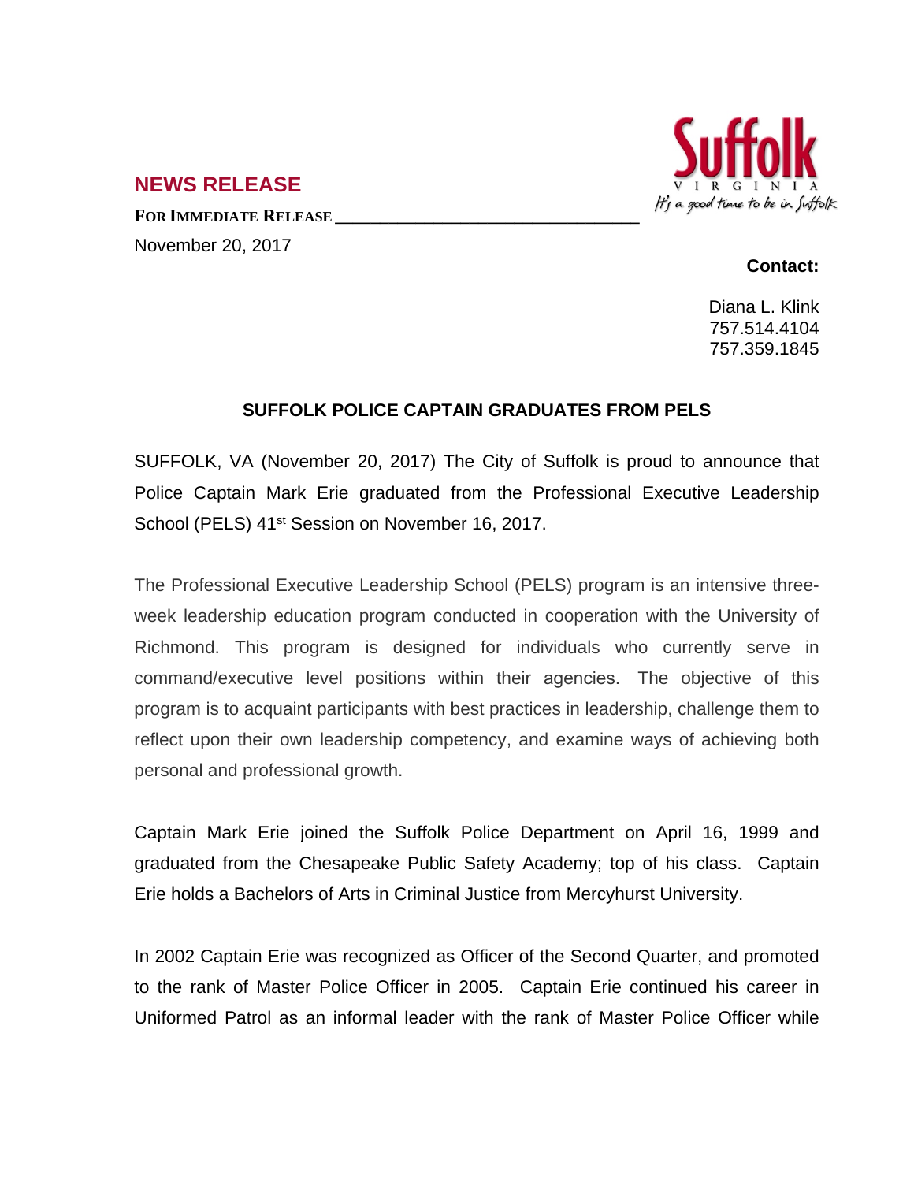## NEWS RELEASE

**FOR IMMEDIATE RELEASE**

November 20, 2017

**Contact:**

Diana L. Klink
757.514.4104
757.359.1845

### SUFFOLK POLICE CAPTAIN GRADUATES FROM PELS

SUFFOLK, VA (November 20, 2017) The City of Suffolk is proud to announce that Police Captain Mark Erie graduated from the Professional Executive Leadership School (PELS) 41st Session on November 16, 2017.

The Professional Executive Leadership School (PELS) program is an intensive three-week leadership education program conducted in cooperation with the University of Richmond. This program is designed for individuals who currently serve in command/executive level positions within their agencies. The objective of this program is to acquaint participants with best practices in leadership, challenge them to reflect upon their own leadership competency, and examine ways of achieving both personal and professional growth.

Captain Mark Erie joined the Suffolk Police Department on April 16, 1999 and graduated from the Chesapeake Public Safety Academy; top of his class. Captain Erie holds a Bachelors of Arts in Criminal Justice from Mercyhurst University.

In 2002 Captain Erie was recognized as Officer of the Second Quarter, and promoted to the rank of Master Police Officer in 2005. Captain Erie continued his career in Uniformed Patrol as an informal leader with the rank of Master Police Officer while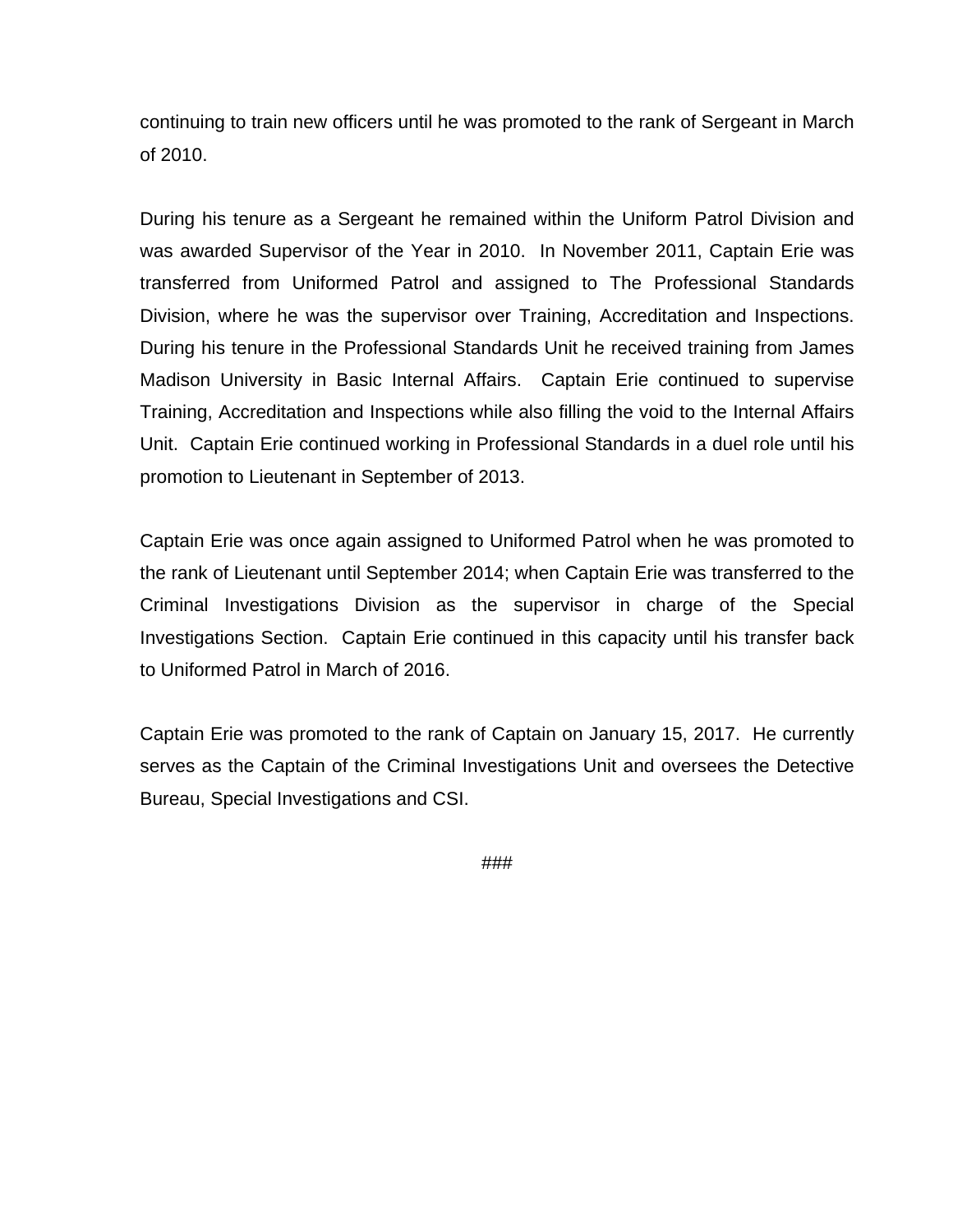continuing to train new officers until he was promoted to the rank of Sergeant in March of 2010.

During his tenure as a Sergeant he remained within the Uniform Patrol Division and was awarded Supervisor of the Year in 2010. In November 2011, Captain Erie was transferred from Uniformed Patrol and assigned to The Professional Standards Division, where he was the supervisor over Training, Accreditation and Inspections. During his tenure in the Professional Standards Unit he received training from James Madison University in Basic Internal Affairs. Captain Erie continued to supervise Training, Accreditation and Inspections while also filling the void to the Internal Affairs Unit. Captain Erie continued working in Professional Standards in a duel role until his promotion to Lieutenant in September of 2013.

Captain Erie was once again assigned to Uniformed Patrol when he was promoted to the rank of Lieutenant until September 2014; when Captain Erie was transferred to the Criminal Investigations Division as the supervisor in charge of the Special Investigations Section. Captain Erie continued in this capacity until his transfer back to Uniformed Patrol in March of 2016.

Captain Erie was promoted to the rank of Captain on January 15, 2017. He currently serves as the Captain of the Criminal Investigations Unit and oversees the Detective Bureau, Special Investigations and CSI.

###